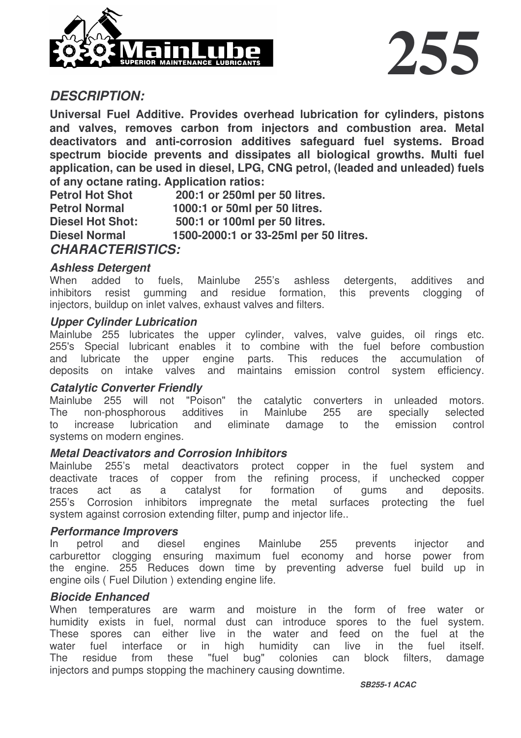# MainLube

SUPERIOR MAINTENANCE LUBRICANTS

# 255

## *DESCRIPTION:*

**Universal Fuel Additive. Provides overhead lubrication for cylinders, pistons and valves, removes carbon from injectors and combustion area. Metal deactivators and anti-corrosion additives safeguard fuel systems. Broad spectrum biocide prevents and dissipates all biological growths. Multi fuel application, can be used in diesel, LPG, CNG petrol, (leaded and unleaded) fuels of any octane rating. Application ratios:**

| | |
|---|---|
| **Petrol Hot Shot** | **200:1 or 250ml per 50 litres.** |
| **Petrol Normal** | **1000:1 or 50ml per 50 litres.** |
| **Diesel Hot Shot:** | **500:1 or 100ml per 50 litres.** |
| **Diesel Normal** | **1500-2000:1 or 33-25ml per 50 litres.** |

## *CHARACTERISTICS:*

### *Ashless Detergent*

When added to fuels, Mainlube 255's ashless detergents, additives and inhibitors resist gumming and residue formation, this prevents clogging of injectors, buildup on inlet valves, exhaust valves and filters.

### *Upper Cylinder Lubrication*

Mainlube 255 lubricates the upper cylinder, valves, valve guides, oil rings etc. 255's Special lubricant enables it to combine with the fuel before combustion and lubricate the upper engine parts. This reduces the accumulation of deposits on intake valves and maintains emission control system efficiency.

### *Catalytic Converter Friendly*

Mainlube 255 will not "Poison" the catalytic converters in unleaded motors. The non-phosphorous additives in Mainlube 255 are specially selected to increase lubrication and eliminate damage to the emission control systems on modern engines.

### *Metal Deactivators and Corrosion Inhibitors*

Mainlube 255's metal deactivators protect copper in the fuel system and deactivate traces of copper from the refining process, if unchecked copper traces act as a catalyst for formation of gums and deposits. 255's Corrosion inhibitors impregnate the metal surfaces protecting the fuel system against corrosion extending filter, pump and injector life..

### *Performance Improvers*

In petrol and diesel engines Mainlube 255 prevents injector and carburettor clogging ensuring maximum fuel economy and horse power from the engine. 255 Reduces down time by preventing adverse fuel build up in engine oils ( Fuel Dilution ) extending engine life.

### *Biocide Enhanced*

When temperatures are warm and moisture in the form of free water or humidity exists in fuel, normal dust can introduce spores to the fuel system. These spores can either live in the water and feed on the fuel at the water fuel interface or in high humidity can live in the fuel itself. The residue from these "fuel bug" colonies can block filters, damage injectors and pumps stopping the machinery causing downtime.

***SB255-1 ACAC***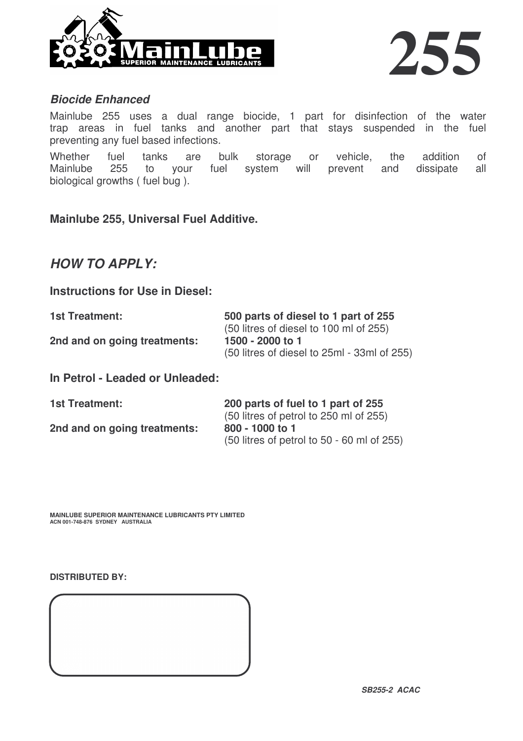# 255

***Biocide Enhanced***

Mainlube 255 uses a dual range biocide, 1 part for disinfection of the water trap areas in fuel tanks and another part that stays suspended in the fuel preventing any fuel based infections.

Whether fuel tanks are bulk storage or vehicle, the addition of Mainlube 255 to your fuel system will prevent and dissipate all biological growths ( fuel bug ).

**Mainlube 255, Universal Fuel Additive.**

## *HOW TO APPLY:*

### Instructions for Use in Diesel:

| | |
|---|---|
| **1st Treatment:** | **500 parts of diesel to 1 part of 255**<br>(50 litres of diesel to 100 ml of 255) |
| **2nd and on going treatments:** | **1500 - 2000 to 1**<br>(50 litres of diesel to 25ml - 33ml of 255) |

### In Petrol - Leaded or Unleaded:

| | |
|---|---|
| **1st Treatment:** | **200 parts of fuel to 1 part of 255**<br>(50 litres of petrol to 250 ml of 255) |
| **2nd and on going treatments:** | **800 - 1000 to 1**<br>(50 litres of petrol to 50 - 60 ml of 255) |

**MAINLUBE SUPERIOR MAINTENANCE LUBRICANTS PTY LIMITED**
**ACN 001-748-876 SYDNEY AUSTRALIA**

**DISTRIBUTED BY:**

***SB255-2 ACAC***